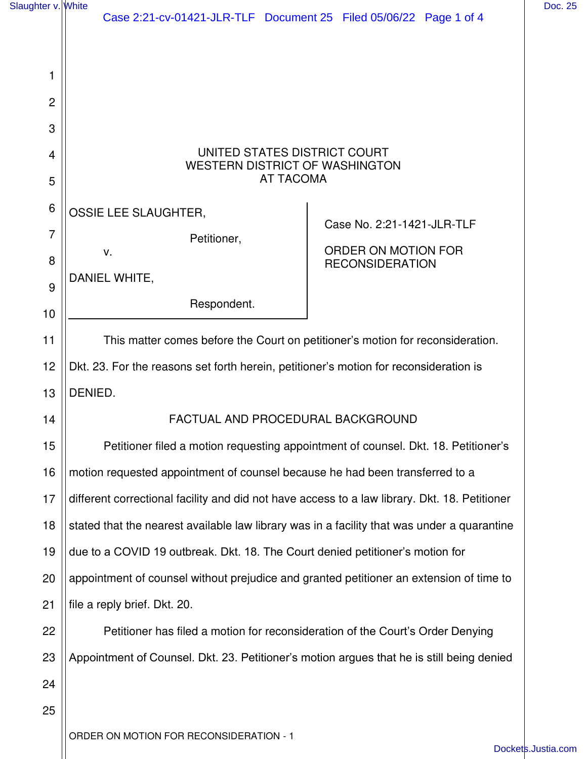UNITED STATES DISTRICT COURT
WESTERN DISTRICT OF WASHINGTON
AT TACOMA

OSSIE LEE SLAUGHTER,

Petitioner,

v.

DANIEL WHITE,

Respondent.

Case No. 2:21-1421-JLR-TLF

ORDER ON MOTION FOR RECONSIDERATION

This matter comes before the Court on petitioner's motion for reconsideration. Dkt. 23. For the reasons set forth herein, petitioner's motion for reconsideration is DENIED.

## FACTUAL AND PROCEDURAL BACKGROUND

Petitioner filed a motion requesting appointment of counsel. Dkt. 18. Petitioner's motion requested appointment of counsel because he had been transferred to a different correctional facility and did not have access to a law library. Dkt. 18. Petitioner stated that the nearest available law library was in a facility that was under a quarantine due to a COVID 19 outbreak. Dkt. 18. The Court denied petitioner's motion for appointment of counsel without prejudice and granted petitioner an extension of time to file a reply brief. Dkt. 20.

Petitioner has filed a motion for reconsideration of the Court's Order Denying Appointment of Counsel. Dkt. 23. Petitioner's motion argues that he is still being denied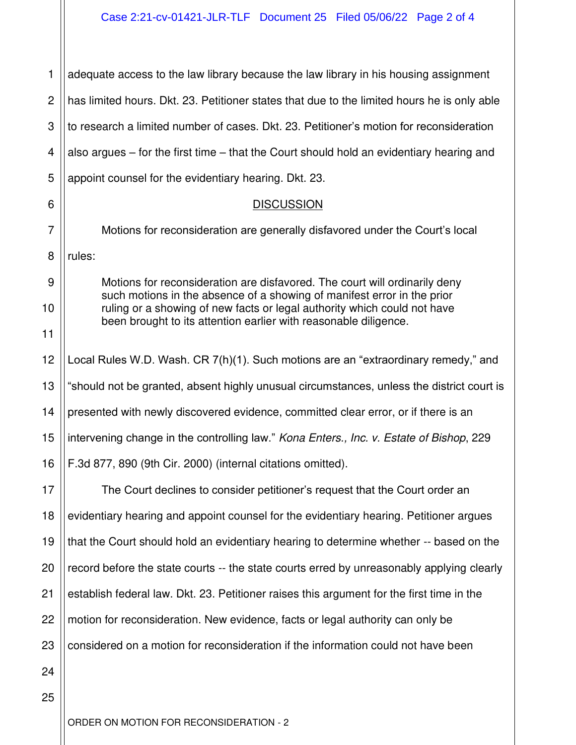adequate access to the law library because the law library in his housing assignment has limited hours. Dkt. 23. Petitioner states that due to the limited hours he is only able to research a limited number of cases. Dkt. 23. Petitioner's motion for reconsideration also argues – for the first time – that the Court should hold an evidentiary hearing and appoint counsel for the evidentiary hearing. Dkt. 23.

## DISCUSSION

Motions for reconsideration are generally disfavored under the Court's local rules:

> Motions for reconsideration are disfavored. The court will ordinarily deny such motions in the absence of a showing of manifest error in the prior ruling or a showing of new facts or legal authority which could not have been brought to its attention earlier with reasonable diligence.

Local Rules W.D. Wash. CR 7(h)(1). Such motions are an "extraordinary remedy," and "should not be granted, absent highly unusual circumstances, unless the district court is presented with newly discovered evidence, committed clear error, or if there is an intervening change in the controlling law." *Kona Enters., Inc. v. Estate of Bishop*, 229 F.3d 877, 890 (9th Cir. 2000) (internal citations omitted).

The Court declines to consider petitioner's request that the Court order an evidentiary hearing and appoint counsel for the evidentiary hearing. Petitioner argues that the Court should hold an evidentiary hearing to determine whether -- based on the record before the state courts -- the state courts erred by unreasonably applying clearly establish federal law. Dkt. 23. Petitioner raises this argument for the first time in the motion for reconsideration. New evidence, facts or legal authority can only be considered on a motion for reconsideration if the information could not have been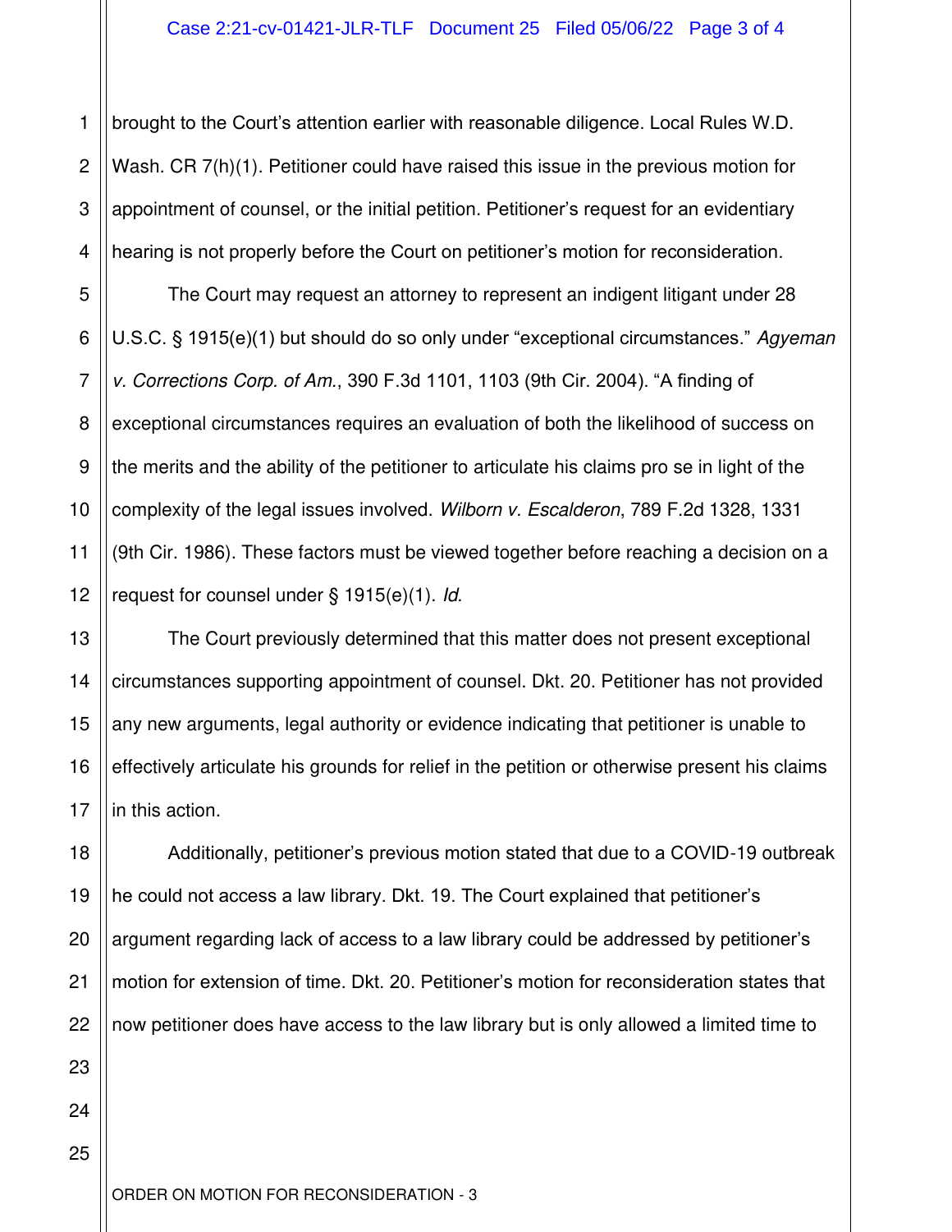brought to the Court's attention earlier with reasonable diligence. Local Rules W.D. Wash. CR 7(h)(1). Petitioner could have raised this issue in the previous motion for appointment of counsel, or the initial petition. Petitioner's request for an evidentiary hearing is not properly before the Court on petitioner's motion for reconsideration.

The Court may request an attorney to represent an indigent litigant under 28 U.S.C. § 1915(e)(1) but should do so only under "exceptional circumstances." *Agyeman v. Corrections Corp. of Am.*, 390 F.3d 1101, 1103 (9th Cir. 2004). "A finding of exceptional circumstances requires an evaluation of both the likelihood of success on the merits and the ability of the petitioner to articulate his claims pro se in light of the complexity of the legal issues involved. *Wilborn v. Escalderon*, 789 F.2d 1328, 1331 (9th Cir. 1986). These factors must be viewed together before reaching a decision on a request for counsel under § 1915(e)(1). *Id.*

The Court previously determined that this matter does not present exceptional circumstances supporting appointment of counsel. Dkt. 20. Petitioner has not provided any new arguments, legal authority or evidence indicating that petitioner is unable to effectively articulate his grounds for relief in the petition or otherwise present his claims in this action.

Additionally, petitioner's previous motion stated that due to a COVID-19 outbreak he could not access a law library. Dkt. 19. The Court explained that petitioner's argument regarding lack of access to a law library could be addressed by petitioner's motion for extension of time. Dkt. 20. Petitioner's motion for reconsideration states that now petitioner does have access to the law library but is only allowed a limited time to

ORDER ON MOTION FOR RECONSIDERATION - 3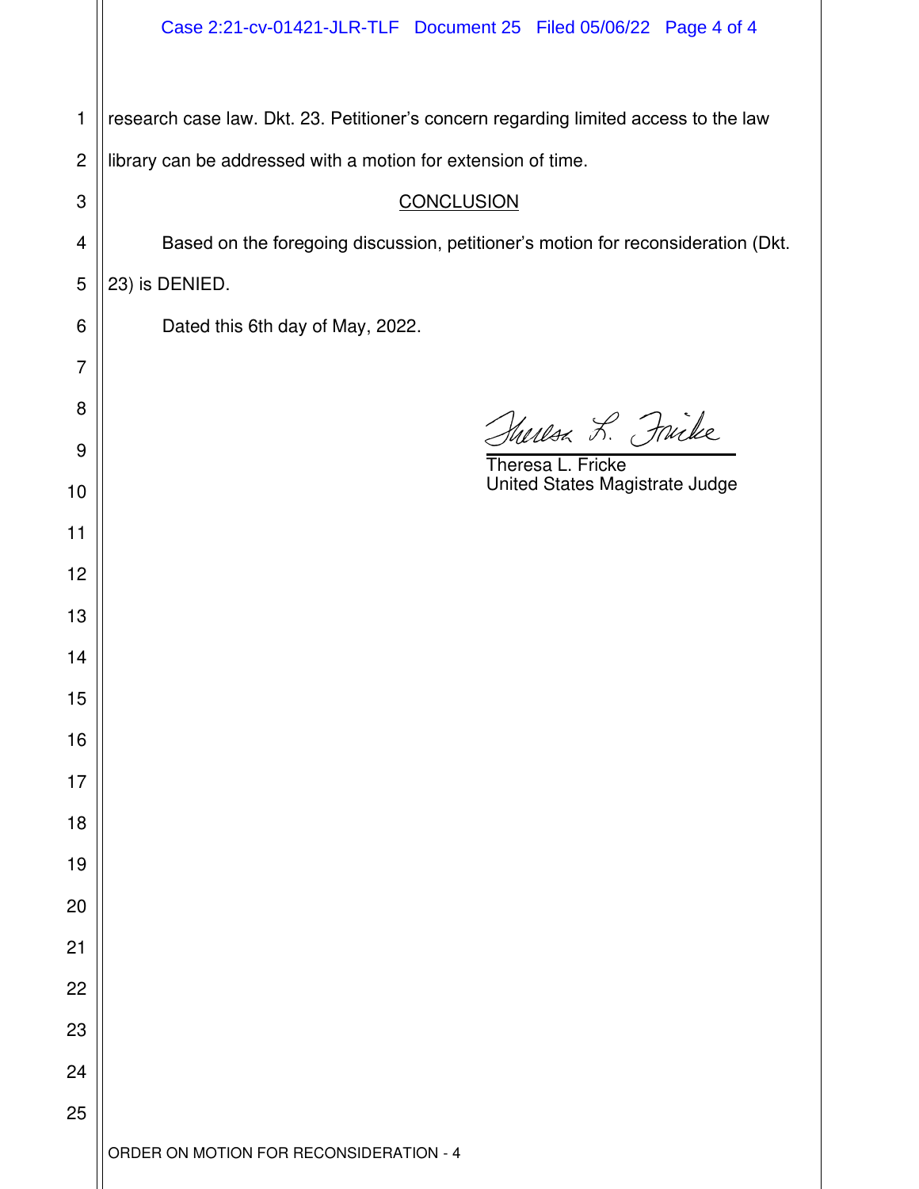research case law. Dkt. 23. Petitioner's concern regarding limited access to the law library can be addressed with a motion for extension of time.

## CONCLUSION

Based on the foregoing discussion, petitioner's motion for reconsideration (Dkt. 23) is DENIED.

Dated this 6th day of May, 2022.

Theresa L. Fricke
United States Magistrate Judge

ORDER ON MOTION FOR RECONSIDERATION - 4